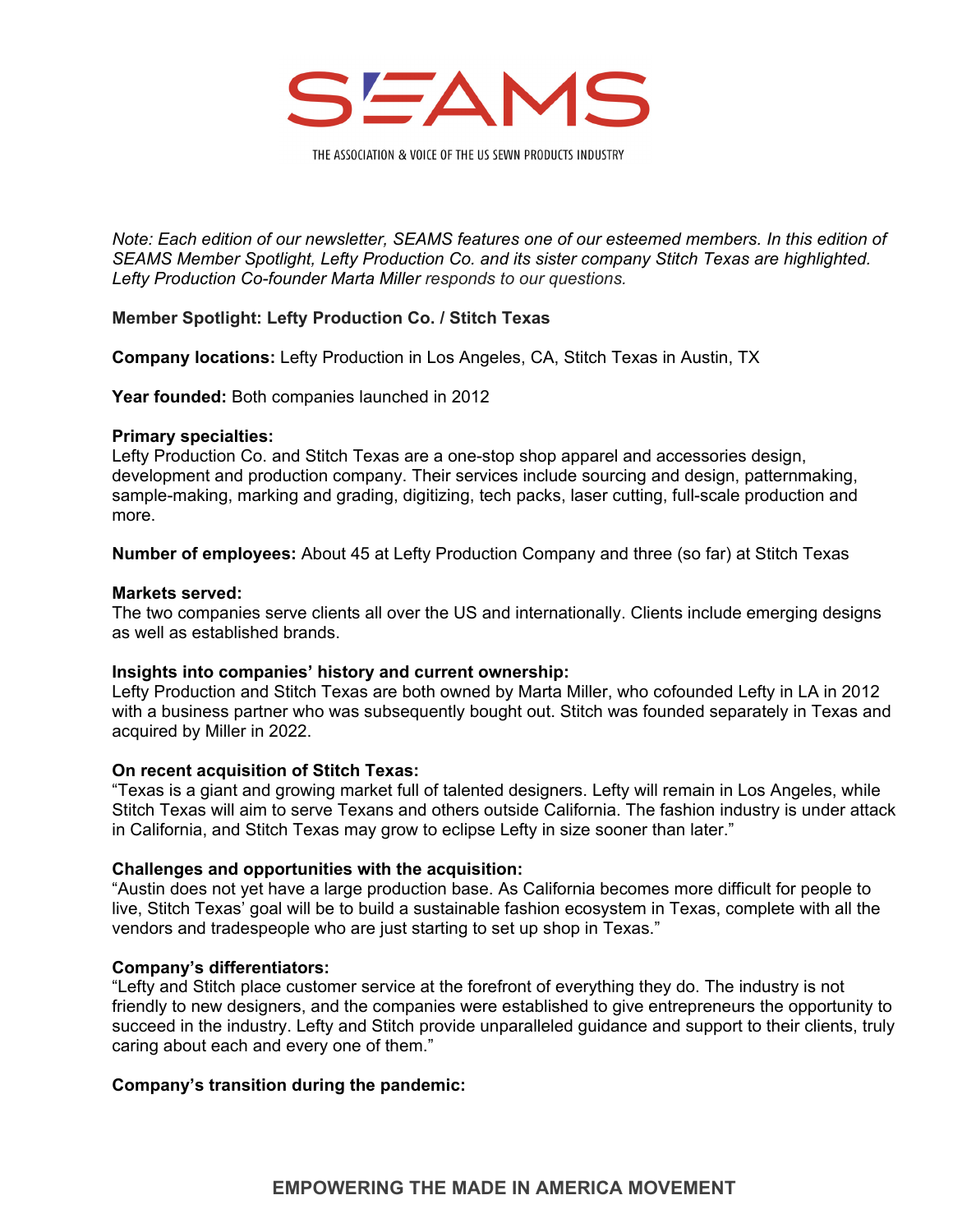# SEAMS

THE ASSOCIATION & VOICE OF THE US SEWN PRODUCTS INDUSTRY

*Note: Each edition of our newsletter, SEAMS features one of our esteemed members. In this edition of SEAMS Member Spotlight, Lefty Production Co. and its sister company Stitch Texas are highlighted. Lefty Production Co-founder Marta Miller responds to our questions.*

**Member Spotlight: Lefty Production Co. / Stitch Texas**

**Company locations:** Lefty Production in Los Angeles, CA, Stitch Texas in Austin, TX

**Year founded:** Both companies launched in 2012

**Primary specialties:**
Lefty Production Co. and Stitch Texas are a one-stop shop apparel and accessories design, development and production company. Their services include sourcing and design, patternmaking, sample-making, marking and grading, digitizing, tech packs, laser cutting, full-scale production and more.

**Number of employees:** About 45 at Lefty Production Company and three (so far) at Stitch Texas

**Markets served:**
The two companies serve clients all over the US and internationally. Clients include emerging designs as well as established brands.

**Insights into companies' history and current ownership:**
Lefty Production and Stitch Texas are both owned by Marta Miller, who cofounded Lefty in LA in 2012 with a business partner who was subsequently bought out. Stitch was founded separately in Texas and acquired by Miller in 2022.

**On recent acquisition of Stitch Texas:**
"Texas is a giant and growing market full of talented designers. Lefty will remain in Los Angeles, while Stitch Texas will aim to serve Texans and others outside California. The fashion industry is under attack in California, and Stitch Texas may grow to eclipse Lefty in size sooner than later."

**Challenges and opportunities with the acquisition:**
"Austin does not yet have a large production base. As California becomes more difficult for people to live, Stitch Texas' goal will be to build a sustainable fashion ecosystem in Texas, complete with all the vendors and tradespeople who are just starting to set up shop in Texas."

**Company's differentiators:**
"Lefty and Stitch place customer service at the forefront of everything they do. The industry is not friendly to new designers, and the companies were established to give entrepreneurs the opportunity to succeed in the industry. Lefty and Stitch provide unparalleled guidance and support to their clients, truly caring about each and every one of them."

**Company's transition during the pandemic:**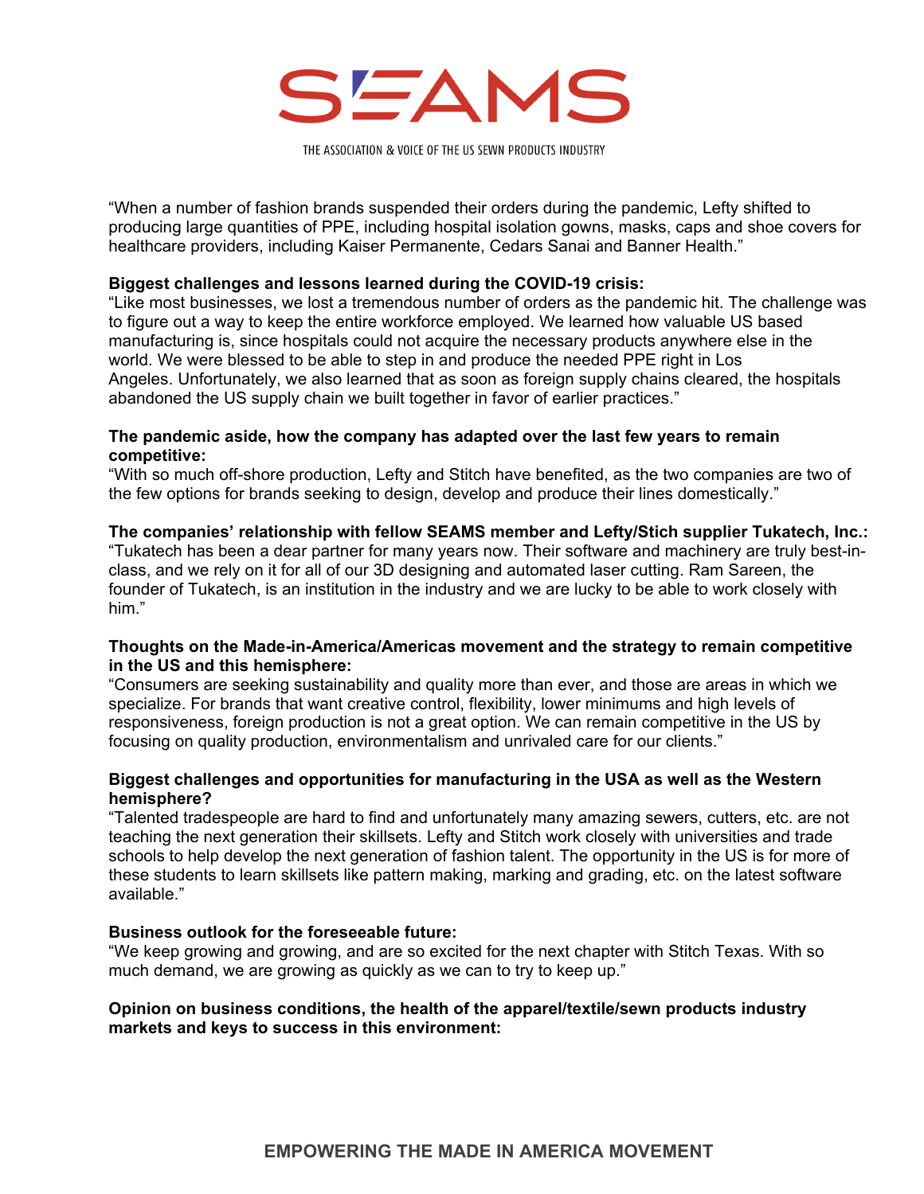"When a number of fashion brands suspended their orders during the pandemic, Lefty shifted to producing large quantities of PPE, including hospital isolation gowns, masks, caps and shoe covers for healthcare providers, including Kaiser Permanente, Cedars Sanai and Banner Health."

**Biggest challenges and lessons learned during the COVID-19 crisis:**
"Like most businesses, we lost a tremendous number of orders as the pandemic hit. The challenge was to figure out a way to keep the entire workforce employed. We learned how valuable US based manufacturing is, since hospitals could not acquire the necessary products anywhere else in the world. We were blessed to be able to step in and produce the needed PPE right in Los Angeles. Unfortunately, we also learned that as soon as foreign supply chains cleared, the hospitals abandoned the US supply chain we built together in favor of earlier practices."

**The pandemic aside, how the company has adapted over the last few years to remain competitive:**
"With so much off-shore production, Lefty and Stitch have benefited, as the two companies are two of the few options for brands seeking to design, develop and produce their lines domestically."

**The companies' relationship with fellow SEAMS member and Lefty/Stich supplier Tukatech, Inc.:**
"Tukatech has been a dear partner for many years now. Their software and machinery are truly best-in-class, and we rely on it for all of our 3D designing and automated laser cutting. Ram Sareen, the founder of Tukatech, is an institution in the industry and we are lucky to be able to work closely with him."

**Thoughts on the Made-in-America/Americas movement and the strategy to remain competitive in the US and this hemisphere:**
"Consumers are seeking sustainability and quality more than ever, and those are areas in which we specialize. For brands that want creative control, flexibility, lower minimums and high levels of responsiveness, foreign production is not a great option. We can remain competitive in the US by focusing on quality production, environmentalism and unrivaled care for our clients."

**Biggest challenges and opportunities for manufacturing in the USA as well as the Western hemisphere?**
"Talented tradespeople are hard to find and unfortunately many amazing sewers, cutters, etc. are not teaching the next generation their skillsets. Lefty and Stitch work closely with universities and trade schools to help develop the next generation of fashion talent. The opportunity in the US is for more of these students to learn skillsets like pattern making, marking and grading, etc. on the latest software available."

**Business outlook for the foreseeable future:**
"We keep growing and growing, and are so excited for the next chapter with Stitch Texas. With so much demand, we are growing as quickly as we can to try to keep up."

**Opinion on business conditions, the health of the apparel/textile/sewn products industry markets and keys to success in this environment:**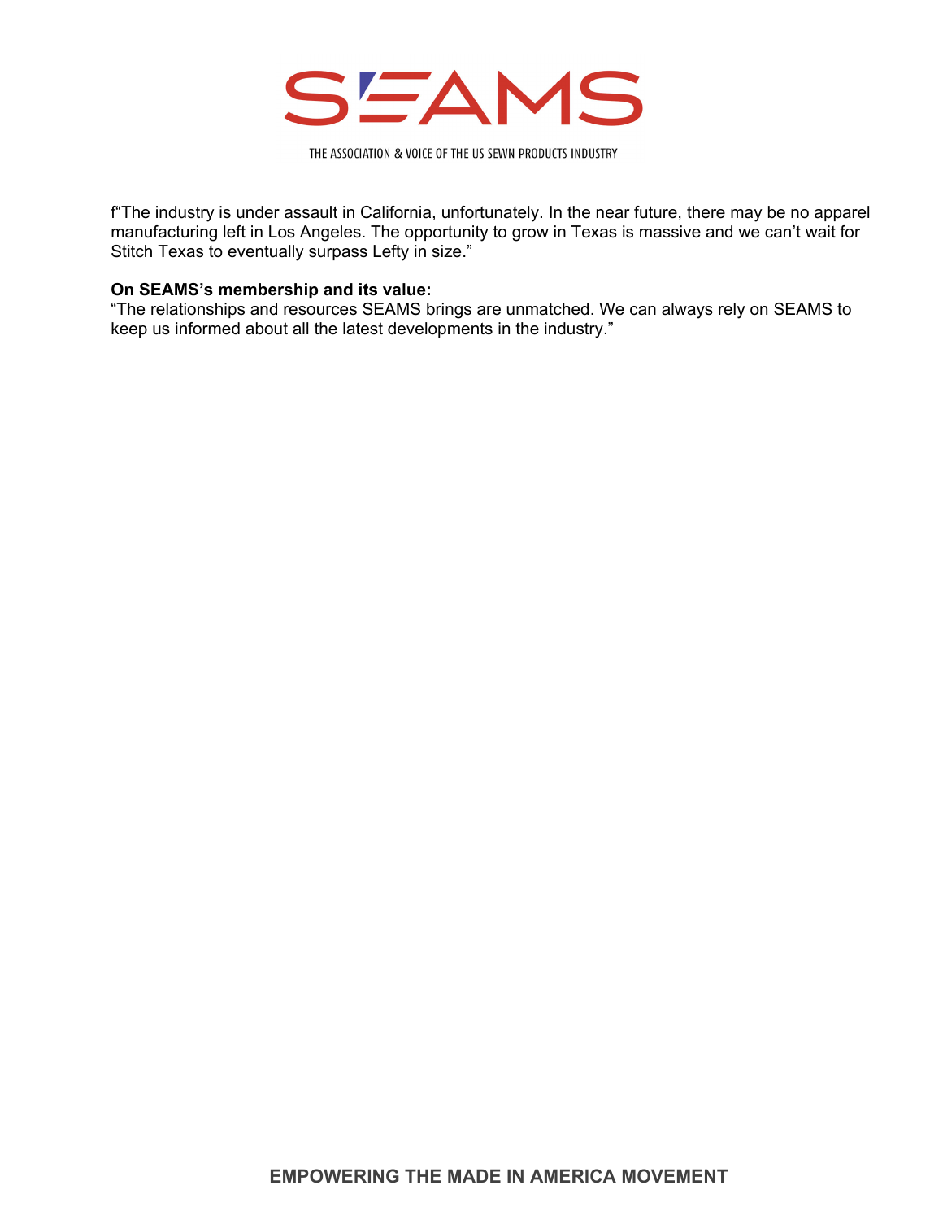f"The industry is under assault in California, unfortunately. In the near future, there may be no apparel manufacturing left in Los Angeles. The opportunity to grow in Texas is massive and we can't wait for Stitch Texas to eventually surpass Lefty in size."

**On SEAMS's membership and its value:**
"The relationships and resources SEAMS brings are unmatched. We can always rely on SEAMS to keep us informed about all the latest developments in the industry."